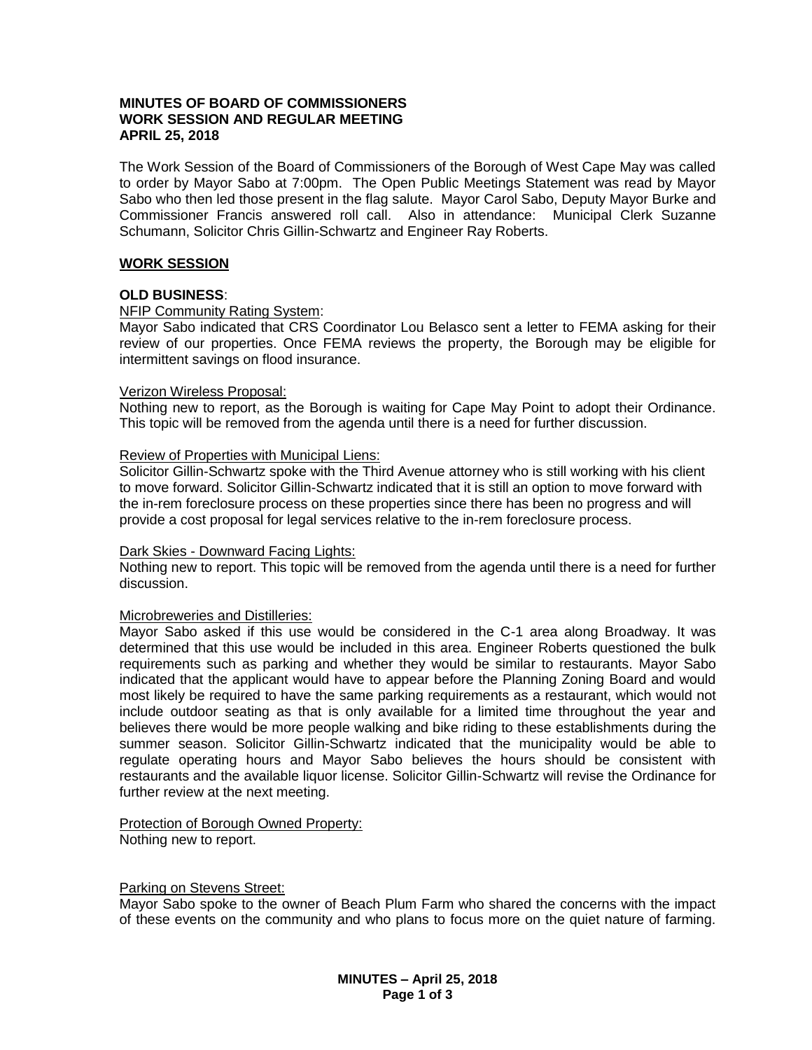**MINUTES OF BOARD OF COMMISSIONERS**
**WORK SESSION AND REGULAR MEETING**
**APRIL 25, 2018**

The Work Session of the Board of Commissioners of the Borough of West Cape May was called to order by Mayor Sabo at 7:00pm. The Open Public Meetings Statement was read by Mayor Sabo who then led those present in the flag salute. Mayor Carol Sabo, Deputy Mayor Burke and Commissioner Francis answered roll call. Also in attendance: Municipal Clerk Suzanne Schumann, Solicitor Chris Gillin-Schwartz and Engineer Ray Roberts.

**WORK SESSION**

**OLD BUSINESS**:

NFIP Community Rating System:
Mayor Sabo indicated that CRS Coordinator Lou Belasco sent a letter to FEMA asking for their review of our properties. Once FEMA reviews the property, the Borough may be eligible for intermittent savings on flood insurance.

Verizon Wireless Proposal:
Nothing new to report, as the Borough is waiting for Cape May Point to adopt their Ordinance. This topic will be removed from the agenda until there is a need for further discussion.

Review of Properties with Municipal Liens:
Solicitor Gillin-Schwartz spoke with the Third Avenue attorney who is still working with his client to move forward. Solicitor Gillin-Schwartz indicated that it is still an option to move forward with the in-rem foreclosure process on these properties since there has been no progress and will provide a cost proposal for legal services relative to the in-rem foreclosure process.

Dark Skies - Downward Facing Lights:
Nothing new to report. This topic will be removed from the agenda until there is a need for further discussion.

Microbreweries and Distilleries:
Mayor Sabo asked if this use would be considered in the C-1 area along Broadway. It was determined that this use would be included in this area. Engineer Roberts questioned the bulk requirements such as parking and whether they would be similar to restaurants. Mayor Sabo indicated that the applicant would have to appear before the Planning Zoning Board and would most likely be required to have the same parking requirements as a restaurant, which would not include outdoor seating as that is only available for a limited time throughout the year and believes there would be more people walking and bike riding to these establishments during the summer season. Solicitor Gillin-Schwartz indicated that the municipality would be able to regulate operating hours and Mayor Sabo believes the hours should be consistent with restaurants and the available liquor license. Solicitor Gillin-Schwartz will revise the Ordinance for further review at the next meeting.

Protection of Borough Owned Property:
Nothing new to report.

Parking on Stevens Street:
Mayor Sabo spoke to the owner of Beach Plum Farm who shared the concerns with the impact of these events on the community and who plans to focus more on the quiet nature of farming.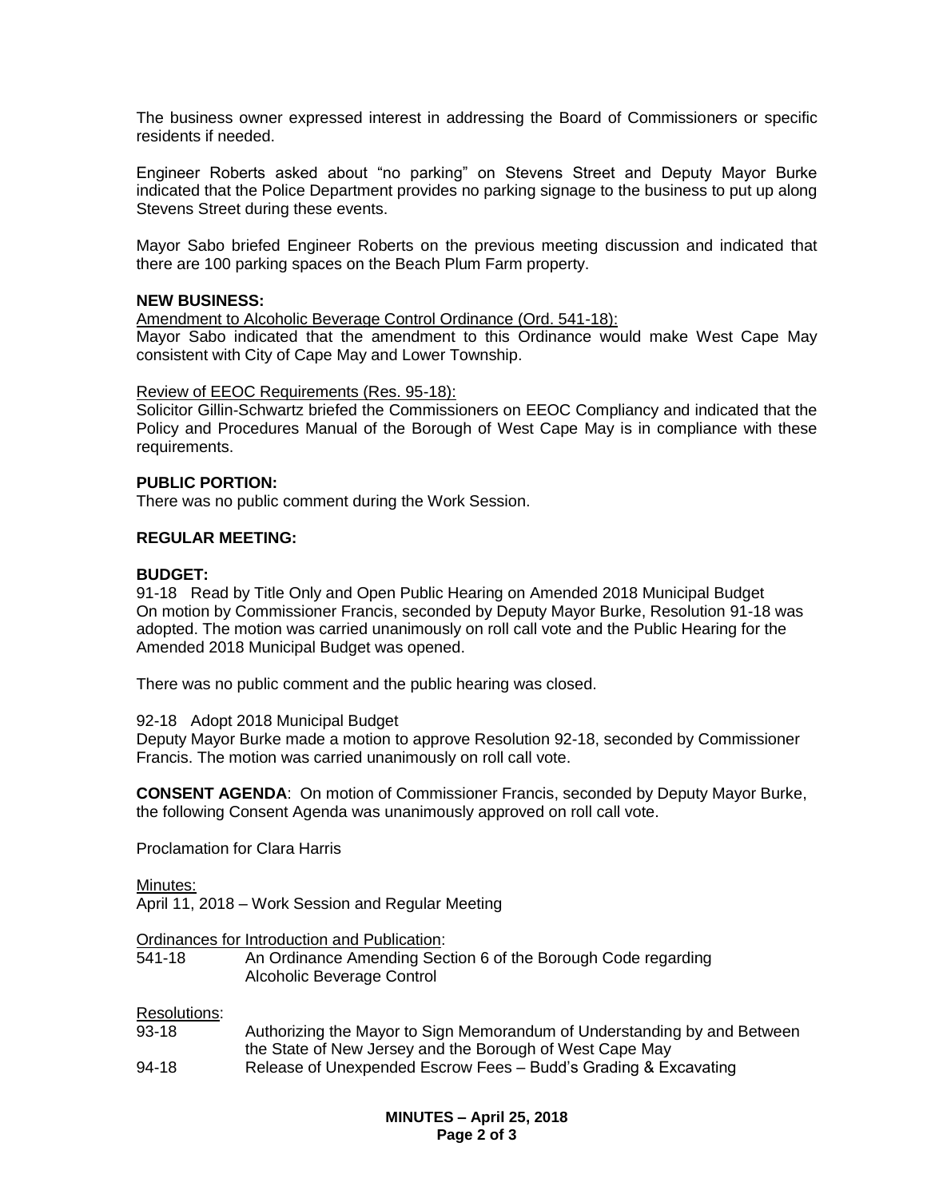The business owner expressed interest in addressing the Board of Commissioners or specific residents if needed.

Engineer Roberts asked about "no parking" on Stevens Street and Deputy Mayor Burke indicated that the Police Department provides no parking signage to the business to put up along Stevens Street during these events.

Mayor Sabo briefed Engineer Roberts on the previous meeting discussion and indicated that there are 100 parking spaces on the Beach Plum Farm property.

**NEW BUSINESS:**

Amendment to Alcoholic Beverage Control Ordinance (Ord. 541-18):
Mayor Sabo indicated that the amendment to this Ordinance would make West Cape May consistent with City of Cape May and Lower Township.

Review of EEOC Requirements (Res. 95-18):
Solicitor Gillin-Schwartz briefed the Commissioners on EEOC Compliancy and indicated that the Policy and Procedures Manual of the Borough of West Cape May is in compliance with these requirements.

**PUBLIC PORTION:**
There was no public comment during the Work Session.

**REGULAR MEETING:**

**BUDGET:**
91-18 Read by Title Only and Open Public Hearing on Amended 2018 Municipal Budget
On motion by Commissioner Francis, seconded by Deputy Mayor Burke, Resolution 91-18 was adopted. The motion was carried unanimously on roll call vote and the Public Hearing for the Amended 2018 Municipal Budget was opened.

There was no public comment and the public hearing was closed.

92-18 Adopt 2018 Municipal Budget
Deputy Mayor Burke made a motion to approve Resolution 92-18, seconded by Commissioner Francis. The motion was carried unanimously on roll call vote.

**CONSENT AGENDA**: On motion of Commissioner Francis, seconded by Deputy Mayor Burke, the following Consent Agenda was unanimously approved on roll call vote.

Proclamation for Clara Harris

Minutes:
April 11, 2018 – Work Session and Regular Meeting

Ordinances for Introduction and Publication:

541-18 An Ordinance Amending Section 6 of the Borough Code regarding Alcoholic Beverage Control

Resolutions:

93-18 Authorizing the Mayor to Sign Memorandum of Understanding by and Between the State of New Jersey and the Borough of West Cape May

94-18 Release of Unexpended Escrow Fees – Budd's Grading & Excavating

**MINUTES – April 25, 2018**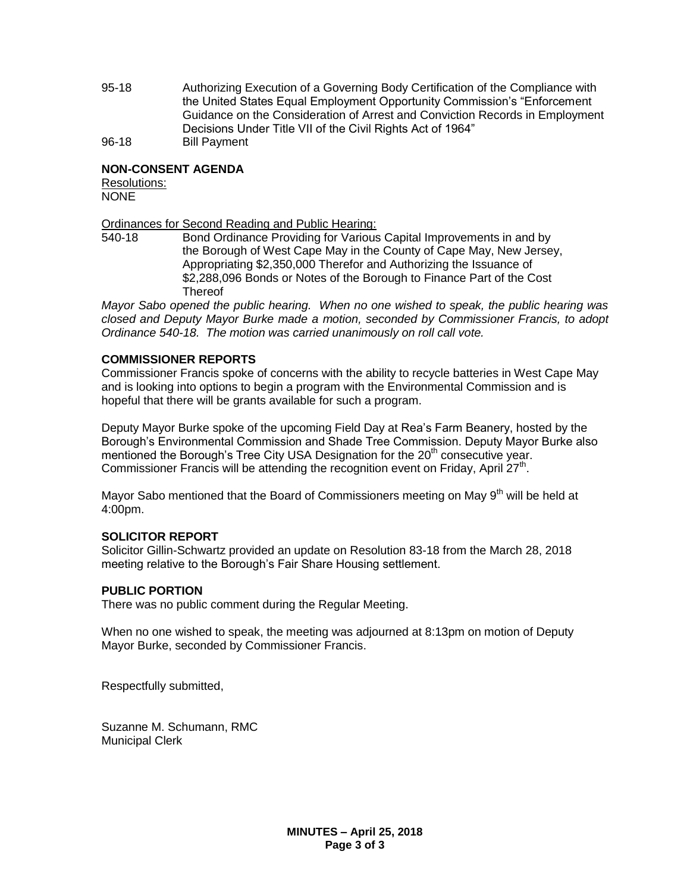95-18 Authorizing Execution of a Governing Body Certification of the Compliance with the United States Equal Employment Opportunity Commission's "Enforcement Guidance on the Consideration of Arrest and Conviction Records in Employment Decisions Under Title VII of the Civil Rights Act of 1964"

96-18 Bill Payment

**NON-CONSENT AGENDA**

Resolutions:

NONE

Ordinances for Second Reading and Public Hearing:

540-18 Bond Ordinance Providing for Various Capital Improvements in and by the Borough of West Cape May in the County of Cape May, New Jersey, Appropriating $2,350,000 Therefor and Authorizing the Issuance of $2,288,096 Bonds or Notes of the Borough to Finance Part of the Cost Thereof

*Mayor Sabo opened the public hearing. When no one wished to speak, the public hearing was closed and Deputy Mayor Burke made a motion, seconded by Commissioner Francis, to adopt Ordinance 540-18. The motion was carried unanimously on roll call vote.*

**COMMISSIONER REPORTS**

Commissioner Francis spoke of concerns with the ability to recycle batteries in West Cape May and is looking into options to begin a program with the Environmental Commission and is hopeful that there will be grants available for such a program.

Deputy Mayor Burke spoke of the upcoming Field Day at Rea's Farm Beanery, hosted by the Borough's Environmental Commission and Shade Tree Commission. Deputy Mayor Burke also mentioned the Borough's Tree City USA Designation for the 20th consecutive year. Commissioner Francis will be attending the recognition event on Friday, April 27th.

Mayor Sabo mentioned that the Board of Commissioners meeting on May 9th will be held at 4:00pm.

**SOLICITOR REPORT**

Solicitor Gillin-Schwartz provided an update on Resolution 83-18 from the March 28, 2018 meeting relative to the Borough's Fair Share Housing settlement.

**PUBLIC PORTION**

There was no public comment during the Regular Meeting.

When no one wished to speak, the meeting was adjourned at 8:13pm on motion of Deputy Mayor Burke, seconded by Commissioner Francis.

Respectfully submitted,

Suzanne M. Schumann, RMC
Municipal Clerk